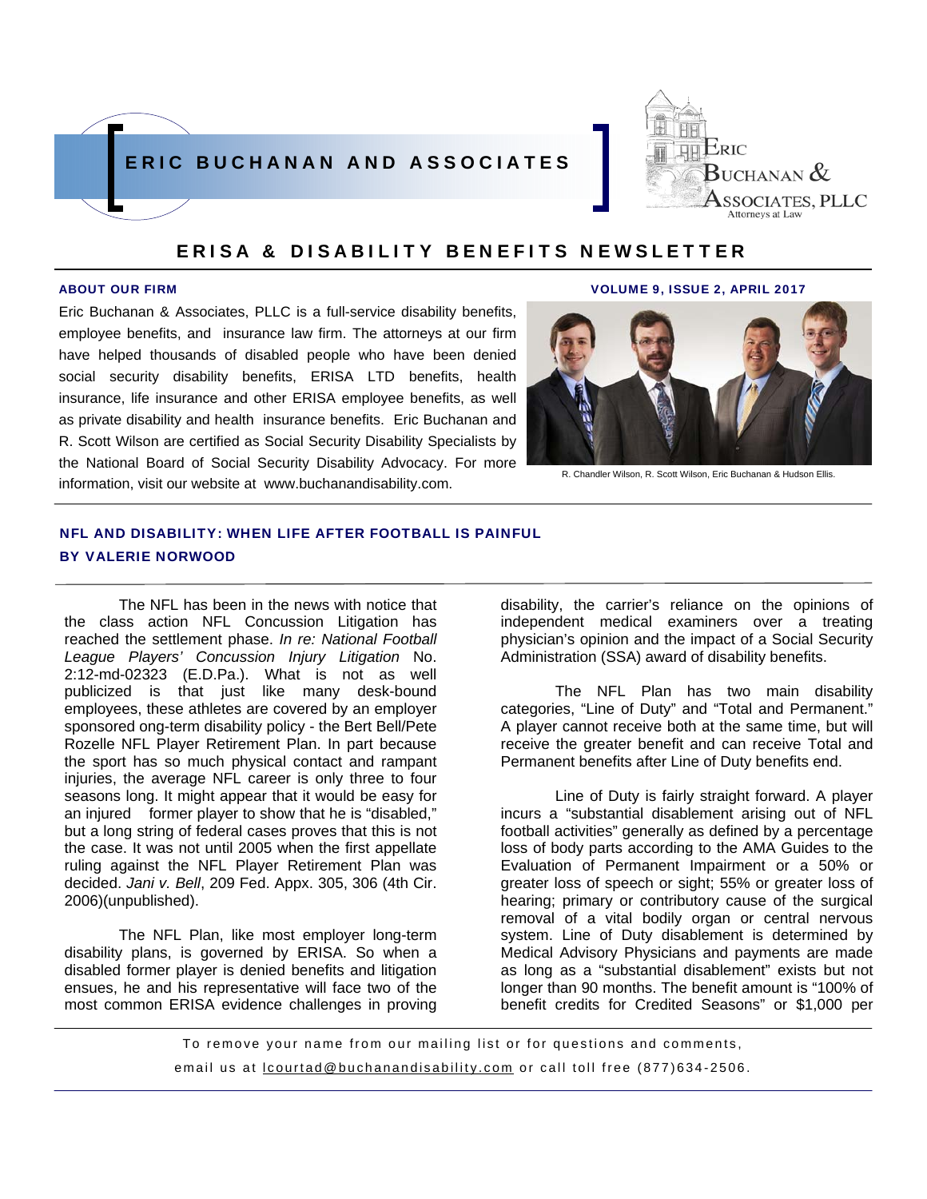# ERIC BUCHANAN AND ASSOCIATES

Eric Buchanan & Associates, PLLC
Attorneys at Law

## ERISA & DISABILITY BENEFITS NEWSLETTER

**ABOUT OUR FIRM**

**VOLUME 9, ISSUE 2, APRIL 2017**

Eric Buchanan & Associates, PLLC is a full-service disability benefits, employee benefits, and insurance law firm. The attorneys at our firm have helped thousands of disabled people who have been denied social security disability benefits, ERISA LTD benefits, health insurance, life insurance and other ERISA employee benefits, as well as private disability and health insurance benefits. Eric Buchanan and R. Scott Wilson are certified as Social Security Disability Specialists by the National Board of Social Security Disability Advocacy. For more information, visit our website at www.buchanandisability.com.

R. Chandler Wilson, R. Scott Wilson, Eric Buchanan & Hudson Ellis.

### NFL AND DISABILITY: WHEN LIFE AFTER FOOTBALL IS PAINFUL
**BY VALERIE NORWOOD**

The NFL has been in the news with notice that the class action NFL Concussion Litigation has reached the settlement phase. *In re: National Football League Players' Concussion Injury Litigation* No. 2:12-md-02323 (E.D.Pa.). What is not as well publicized is that just like many desk-bound employees, these athletes are covered by an employer sponsored ong-term disability policy - the Bert Bell/Pete Rozelle NFL Player Retirement Plan. In part because the sport has so much physical contact and rampant injuries, the average NFL career is only three to four seasons long. It might appear that it would be easy for an injured former player to show that he is "disabled," but a long string of federal cases proves that this is not the case. It was not until 2005 when the first appellate ruling against the NFL Player Retirement Plan was decided. *Jani v. Bell*, 209 Fed. Appx. 305, 306 (4th Cir. 2006)(unpublished).

The NFL Plan, like most employer long-term disability plans, is governed by ERISA. So when a disabled former player is denied benefits and litigation ensues, he and his representative will face two of the most common ERISA evidence challenges in proving disability, the carrier's reliance on the opinions of independent medical examiners over a treating physician's opinion and the impact of a Social Security Administration (SSA) award of disability benefits.

The NFL Plan has two main disability categories, "Line of Duty" and "Total and Permanent." A player cannot receive both at the same time, but will receive the greater benefit and can receive Total and Permanent benefits after Line of Duty benefits end.

Line of Duty is fairly straight forward. A player incurs a "substantial disablement arising out of NFL football activities" generally as defined by a percentage loss of body parts according to the AMA Guides to the Evaluation of Permanent Impairment or a 50% or greater loss of speech or sight; 55% or greater loss of hearing; primary or contributory cause of the surgical removal of a vital bodily organ or central nervous system. Line of Duty disablement is determined by Medical Advisory Physicians and payments are made as long as a "substantial disablement" exists but not longer than 90 months. The benefit amount is "100% of benefit credits for Credited Seasons" or $1,000 per

To remove your name from our mailing list or for questions and comments, email us at lcourtad@buchanandisability.com or call toll free (877)634-2506.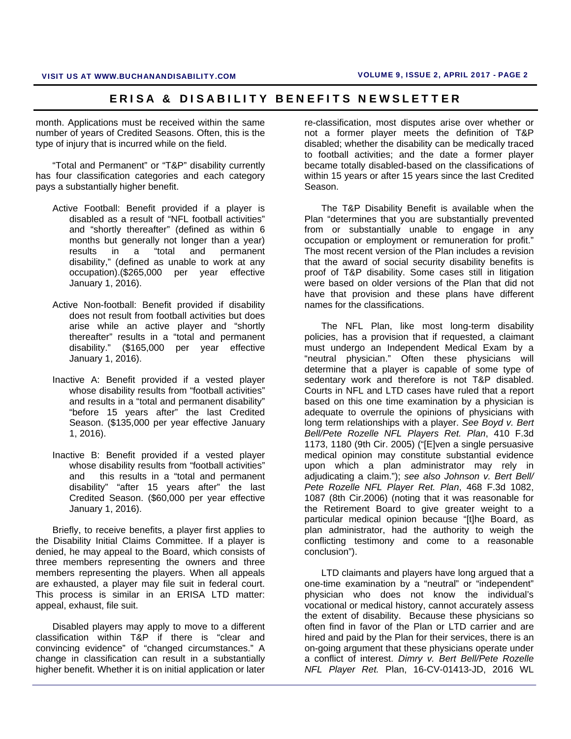month. Applications must be received within the same number of years of Credited Seasons. Often, this is the type of injury that is incurred while on the field.

"Total and Permanent" or "T&P" disability currently has four classification categories and each category pays a substantially higher benefit.

- Active Football: Benefit provided if a player is disabled as a result of "NFL football activities" and "shortly thereafter" (defined as within 6 months but generally not longer than a year) results in a "total and permanent disability," (defined as unable to work at any occupation).($265,000 per year effective January 1, 2016).

- Active Non-football: Benefit provided if disability does not result from football activities but does arise while an active player and "shortly thereafter" results in a "total and permanent disability." ($165,000 per year effective January 1, 2016).

- Inactive A: Benefit provided if a vested player whose disability results from "football activities" and results in a "total and permanent disability" "before 15 years after" the last Credited Season. ($135,000 per year effective January 1, 2016).

- Inactive B: Benefit provided if a vested player whose disability results from "football activities" and this results in a "total and permanent disability" "after 15 years after" the last Credited Season. ($60,000 per year effective January 1, 2016).

Briefly, to receive benefits, a player first applies to the Disability Initial Claims Committee. If a player is denied, he may appeal to the Board, which consists of three members representing the owners and three members representing the players. When all appeals are exhausted, a player may file suit in federal court. This process is similar in an ERISA LTD matter: appeal, exhaust, file suit.

Disabled players may apply to move to a different classification within T&P if there is "clear and convincing evidence" of "changed circumstances." A change in classification can result in a substantially higher benefit. Whether it is on initial application or later re-classification, most disputes arise over whether or not a former player meets the definition of T&P disabled; whether the disability can be medically traced to football activities; and the date a former player became totally disabled-based on the classifications of within 15 years or after 15 years since the last Credited Season.

The T&P Disability Benefit is available when the Plan "determines that you are substantially prevented from or substantially unable to engage in any occupation or employment or remuneration for profit." The most recent version of the Plan includes a revision that the award of social security disability benefits is proof of T&P disability. Some cases still in litigation were based on older versions of the Plan that did not have that provision and these plans have different names for the classifications.

The NFL Plan, like most long-term disability policies, has a provision that if requested, a claimant must undergo an Independent Medical Exam by a "neutral physician." Often these physicians will determine that a player is capable of some type of sedentary work and therefore is not T&P disabled. Courts in NFL and LTD cases have ruled that a report based on this one time examination by a physician is adequate to overrule the opinions of physicians with long term relationships with a player. *See Boyd v. Bert Bell/Pete Rozelle NFL Players Ret. Plan*, 410 F.3d 1173, 1180 (9th Cir. 2005) ("[E]ven a single persuasive medical opinion may constitute substantial evidence upon which a plan administrator may rely in adjudicating a claim."); *see also Johnson v. Bert Bell/ Pete Rozelle NFL Player Ret. Plan*, 468 F.3d 1082, 1087 (8th Cir.2006) (noting that it was reasonable for the Retirement Board to give greater weight to a particular medical opinion because "[t]he Board, as plan administrator, had the authority to weigh the conflicting testimony and come to a reasonable conclusion").

LTD claimants and players have long argued that a one-time examination by a "neutral" or "independent" physician who does not know the individual's vocational or medical history, cannot accurately assess the extent of disability. Because these physicians so often find in favor of the Plan or LTD carrier and are hired and paid by the Plan for their services, there is an on-going argument that these physicians operate under a conflict of interest. *Dimry v. Bert Bell/Pete Rozelle NFL Player Ret.* Plan, 16-CV-01413-JD, 2016 WL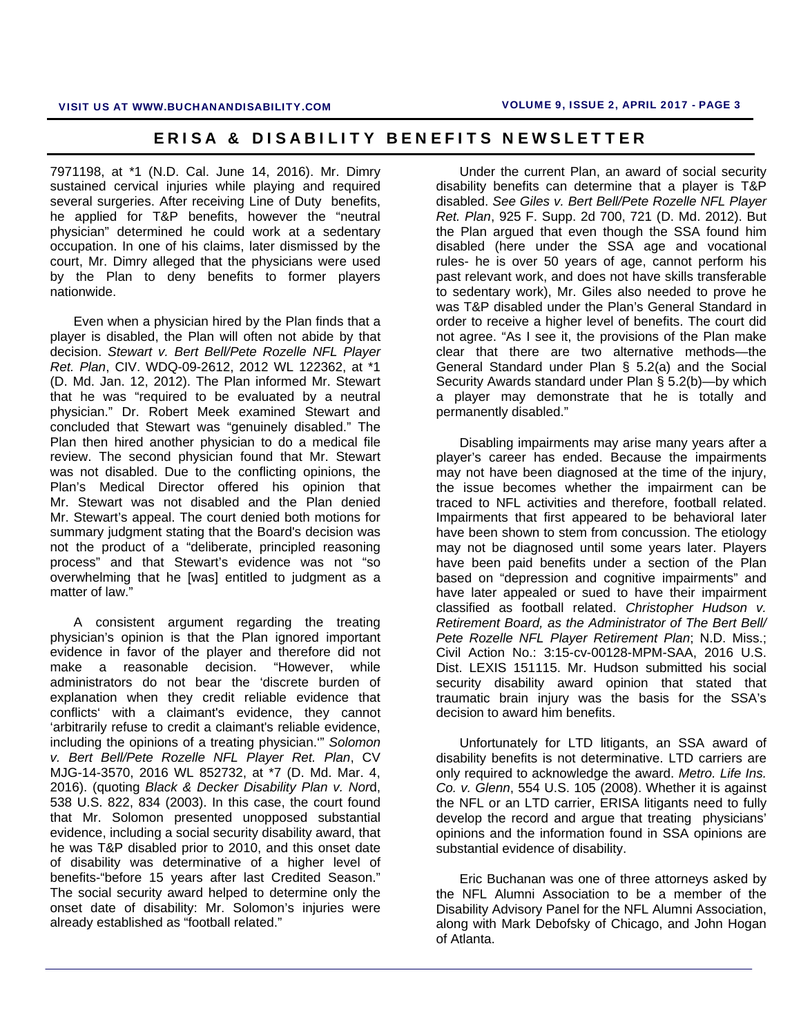7971198, at *1 (N.D. Cal. June 14, 2016). Mr. Dimry sustained cervical injuries while playing and required several surgeries. After receiving Line of Duty benefits, he applied for T&P benefits, however the "neutral physician" determined he could work at a sedentary occupation. In one of his claims, later dismissed by the court, Mr. Dimry alleged that the physicians were used by the Plan to deny benefits to former players nationwide.

Even when a physician hired by the Plan finds that a player is disabled, the Plan will often not abide by that decision. *Stewart v. Bert Bell/Pete Rozelle NFL Player Ret. Plan*, CIV. WDQ-09-2612, 2012 WL 122362, at *1 (D. Md. Jan. 12, 2012). The Plan informed Mr. Stewart that he was "required to be evaluated by a neutral physician." Dr. Robert Meek examined Stewart and concluded that Stewart was "genuinely disabled." The Plan then hired another physician to do a medical file review. The second physician found that Mr. Stewart was not disabled. Due to the conflicting opinions, the Plan's Medical Director offered his opinion that Mr. Stewart was not disabled and the Plan denied Mr. Stewart's appeal. The court denied both motions for summary judgment stating that the Board's decision was not the product of a "deliberate, principled reasoning process" and that Stewart's evidence was not "so overwhelming that he [was] entitled to judgment as a matter of law."

A consistent argument regarding the treating physician's opinion is that the Plan ignored important evidence in favor of the player and therefore did not make a reasonable decision. "However, while administrators do not bear the 'discrete burden of explanation when they credit reliable evidence that conflicts' with a claimant's evidence, they cannot 'arbitrarily refuse to credit a claimant's reliable evidence, including the opinions of a treating physician.'" *Solomon v. Bert Bell/Pete Rozelle NFL Player Ret. Plan*, CV MJG-14-3570, 2016 WL 852732, at *7 (D. Md. Mar. 4, 2016). (quoting *Black & Decker Disability Plan v. Nor*d, 538 U.S. 822, 834 (2003). In this case, the court found that Mr. Solomon presented unopposed substantial evidence, including a social security disability award, that he was T&P disabled prior to 2010, and this onset date of disability was determinative of a higher level of benefits-"before 15 years after last Credited Season." The social security award helped to determine only the onset date of disability: Mr. Solomon's injuries were already established as "football related."

Under the current Plan, an award of social security disability benefits can determine that a player is T&P disabled. *See Giles v. Bert Bell/Pete Rozelle NFL Player Ret. Plan*, 925 F. Supp. 2d 700, 721 (D. Md. 2012). But the Plan argued that even though the SSA found him disabled (here under the SSA age and vocational rules- he is over 50 years of age, cannot perform his past relevant work, and does not have skills transferable to sedentary work), Mr. Giles also needed to prove he was T&P disabled under the Plan's General Standard in order to receive a higher level of benefits. The court did not agree. "As I see it, the provisions of the Plan make clear that there are two alternative methods—the General Standard under Plan § 5.2(a) and the Social Security Awards standard under Plan § 5.2(b)—by which a player may demonstrate that he is totally and permanently disabled."

Disabling impairments may arise many years after a player's career has ended. Because the impairments may not have been diagnosed at the time of the injury, the issue becomes whether the impairment can be traced to NFL activities and therefore, football related. Impairments that first appeared to be behavioral later have been shown to stem from concussion. The etiology may not be diagnosed until some years later. Players have been paid benefits under a section of the Plan based on "depression and cognitive impairments" and have later appealed or sued to have their impairment classified as football related. *Christopher Hudson v. Retirement Board, as the Administrator of The Bert Bell/ Pete Rozelle NFL Player Retirement Plan*; N.D. Miss.; Civil Action No.: 3:15-cv-00128-MPM-SAA, 2016 U.S. Dist. LEXIS 151115. Mr. Hudson submitted his social security disability award opinion that stated that traumatic brain injury was the basis for the SSA's decision to award him benefits.

Unfortunately for LTD litigants, an SSA award of disability benefits is not determinative. LTD carriers are only required to acknowledge the award. *Metro. Life Ins. Co. v. Glenn*, 554 U.S. 105 (2008). Whether it is against the NFL or an LTD carrier, ERISA litigants need to fully develop the record and argue that treating physicians' opinions and the information found in SSA opinions are substantial evidence of disability.

Eric Buchanan was one of three attorneys asked by the NFL Alumni Association to be a member of the Disability Advisory Panel for the NFL Alumni Association, along with Mark Debofsky of Chicago, and John Hogan of Atlanta.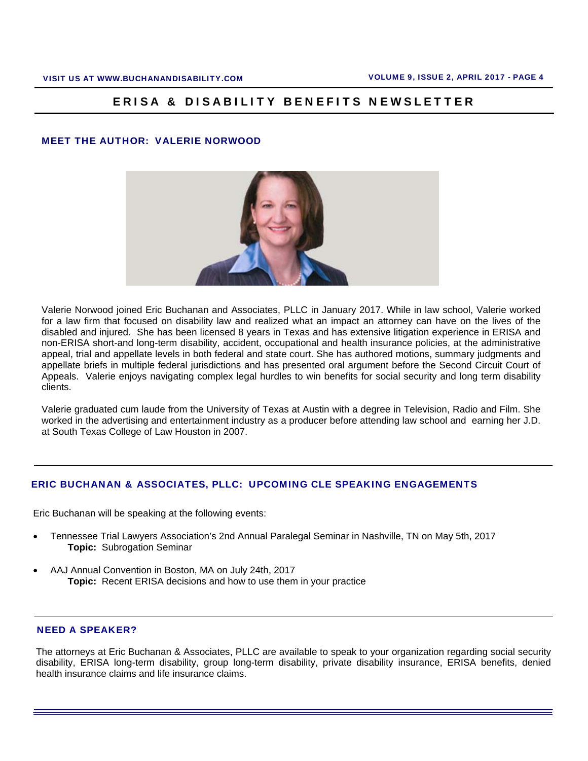## MEET THE AUTHOR: VALERIE NORWOOD

Valerie Norwood joined Eric Buchanan and Associates, PLLC in January 2017. While in law school, Valerie worked for a law firm that focused on disability law and realized what an impact an attorney can have on the lives of the disabled and injured. She has been licensed 8 years in Texas and has extensive litigation experience in ERISA and non-ERISA short-and long-term disability, accident, occupational and health insurance policies, at the administrative appeal, trial and appellate levels in both federal and state court. She has authored motions, summary judgments and appellate briefs in multiple federal jurisdictions and has presented oral argument before the Second Circuit Court of Appeals. Valerie enjoys navigating complex legal hurdles to win benefits for social security and long term disability clients.

Valerie graduated cum laude from the University of Texas at Austin with a degree in Television, Radio and Film. She worked in the advertising and entertainment industry as a producer before attending law school and earning her J.D. at South Texas College of Law Houston in 2007.

## ERIC BUCHANAN & ASSOCIATES, PLLC: UPCOMING CLE SPEAKING ENGAGEMENTS

Eric Buchanan will be speaking at the following events:

- Tennessee Trial Lawyers Association's 2nd Annual Paralegal Seminar in Nashville, TN on May 5th, 2017
  **Topic:** Subrogation Seminar
- AAJ Annual Convention in Boston, MA on July 24th, 2017
  **Topic:** Recent ERISA decisions and how to use them in your practice

## NEED A SPEAKER?

The attorneys at Eric Buchanan & Associates, PLLC are available to speak to your organization regarding social security disability, ERISA long-term disability, group long-term disability, private disability insurance, ERISA benefits, denied health insurance claims and life insurance claims.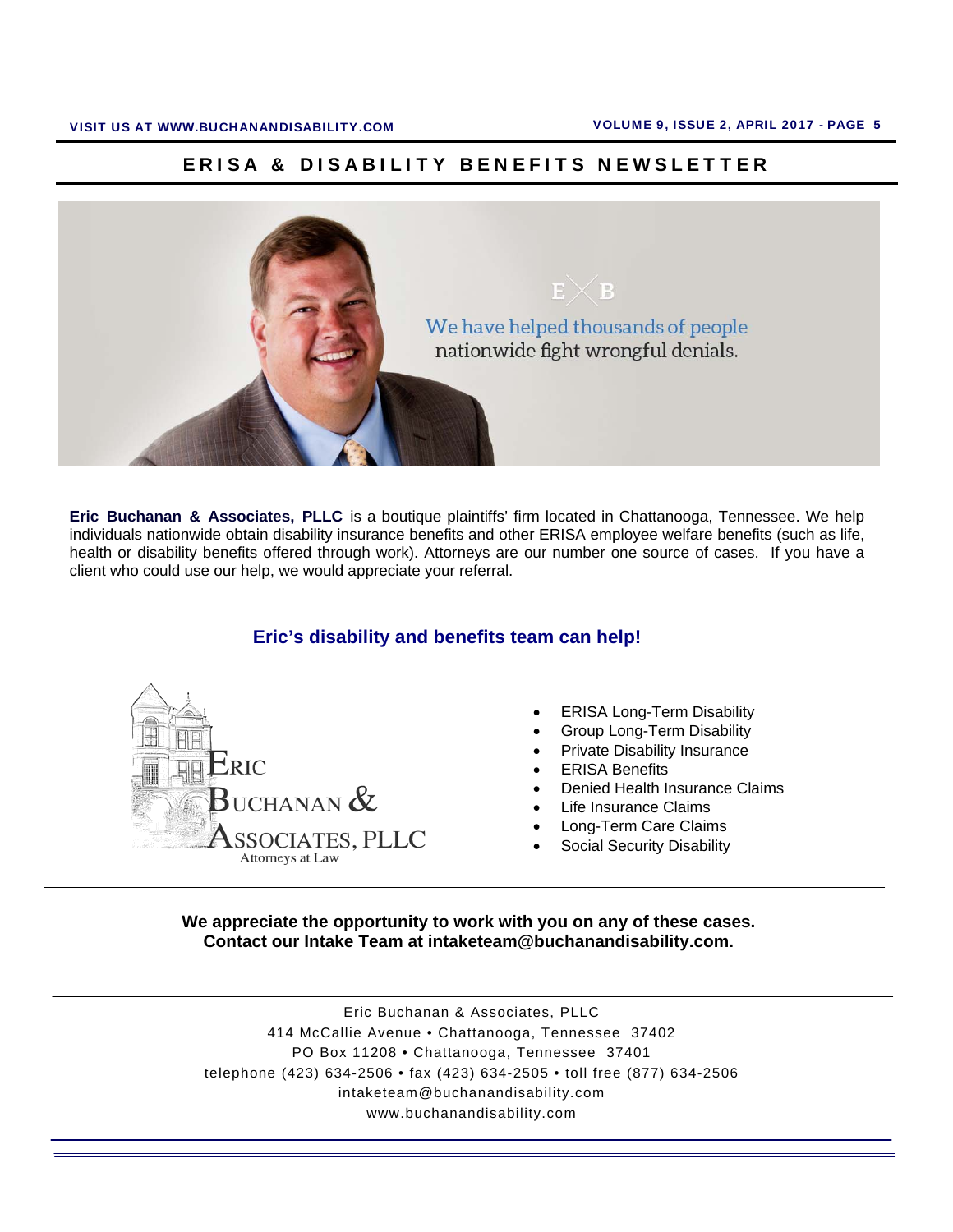## ERISA & DISABILITY BENEFITS NEWSLETTER

We have helped thousands of people nationwide fight wrongful denials.

**Eric Buchanan & Associates, PLLC** is a boutique plaintiffs' firm located in Chattanooga, Tennessee. We help individuals nationwide obtain disability insurance benefits and other ERISA employee welfare benefits (such as life, health or disability benefits offered through work). Attorneys are our number one source of cases. If you have a client who could use our help, we would appreciate your referral.

### Eric's disability and benefits team can help!

Eric Buchanan & Associates, PLLC
Attorneys at Law

- ERISA Long-Term Disability
- Group Long-Term Disability
- Private Disability Insurance
- ERISA Benefits
- Denied Health Insurance Claims
- Life Insurance Claims
- Long-Term Care Claims
- Social Security Disability

**We appreciate the opportunity to work with you on any of these cases.**
**Contact our Intake Team at intaketeam@buchanandisability.com.**

Eric Buchanan & Associates, PLLC
414 McCallie Avenue • Chattanooga, Tennessee 37402
PO Box 11208 • Chattanooga, Tennessee 37401
telephone (423) 634-2506 • fax (423) 634-2505 • toll free (877) 634-2506
intaketeam@buchanandisability.com
www.buchanandisability.com